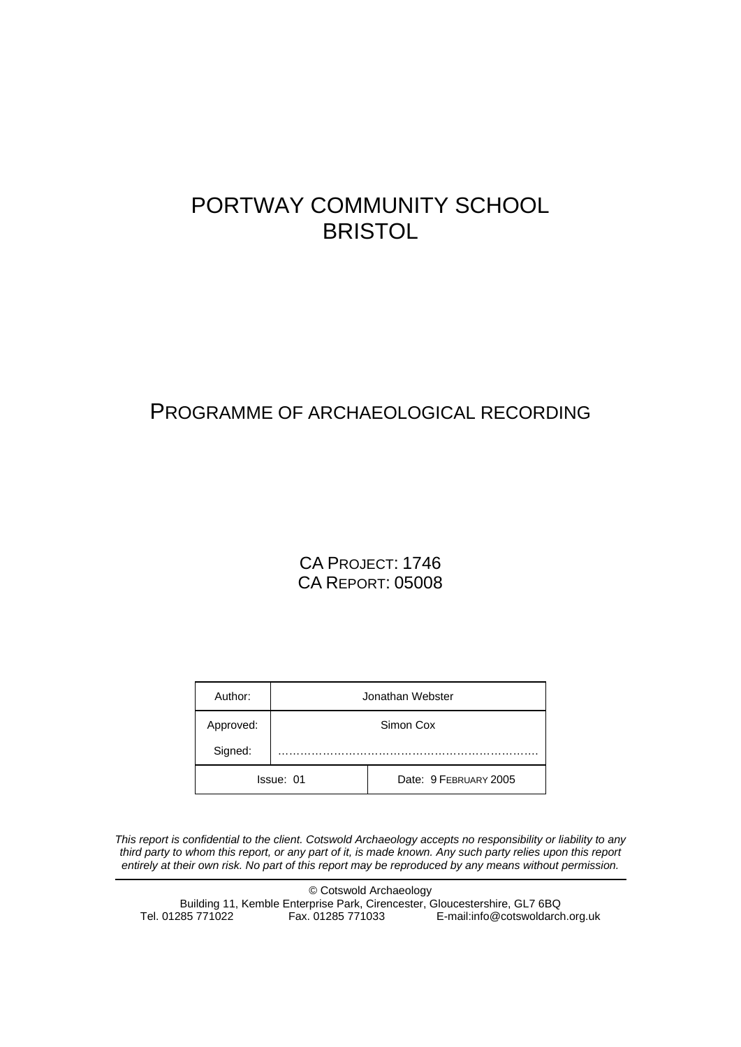# PORTWAY COMMUNITY SCHOOL BRISTOL

## PROGRAMME OF ARCHAEOLOGICAL RECORDING

CA PROJECT: 1746
CA REPORT: 05008

| Author: | Jonathan Webster | |
|---|---|---|
| Approved: | Simon Cox | |
| Signed: | ……………………………………………………………. | |
| Issue: 01 | | Date: 9 FEBRUARY 2005 |

*This report is confidential to the client. Cotswold Archaeology accepts no responsibility or liability to any third party to whom this report, or any part of it, is made known. Any such party relies upon this report entirely at their own risk. No part of this report may be reproduced by any means without permission.*

---

© Cotswold Archaeology
Building 11, Kemble Enterprise Park, Cirencester, Gloucestershire, GL7 6BQ
Tel. 01285 771022 Fax. 01285 771033 E-mail:info@cotswoldarch.org.uk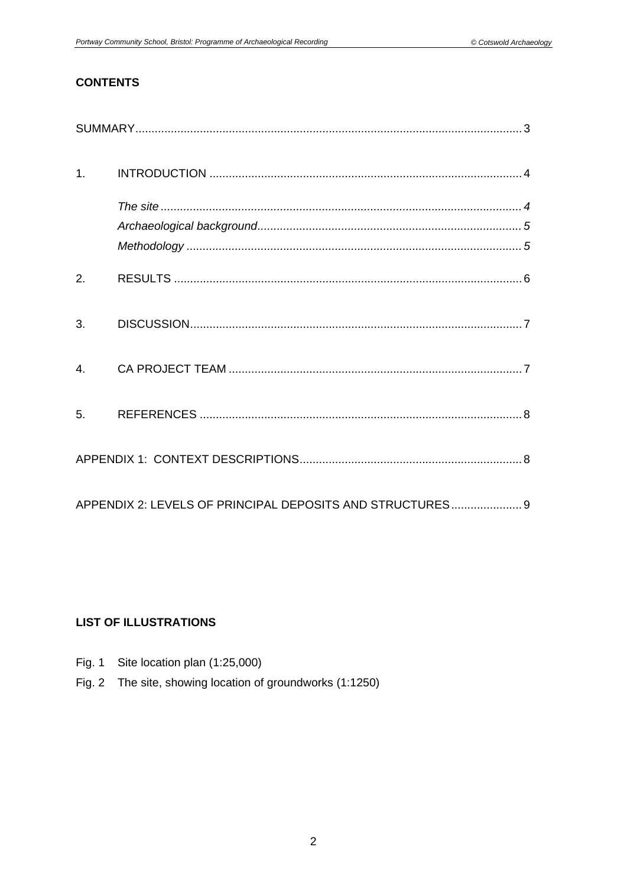**CONTENTS**

SUMMARY .......................................................................................................... 3

1. INTRODUCTION .......................................................................................... 4

   *The site* .......................................................................................................... 4
   *Archaeological background* ............................................................................ 5
   *Methodology* .................................................................................................. 5

2. RESULTS ...................................................................................................... 6

3. DISCUSSION ................................................................................................. 7

4. CA PROJECT TEAM ...................................................................................... 7

5. REFERENCES ............................................................................................... 8

APPENDIX 1: CONTEXT DESCRIPTIONS ............................................................ 8

APPENDIX 2: LEVELS OF PRINCIPAL DEPOSITS AND STRUCTURES ................ 9

**LIST OF ILLUSTRATIONS**

Fig. 1 Site location plan (1:25,000)

Fig. 2 The site, showing location of groundworks (1:1250)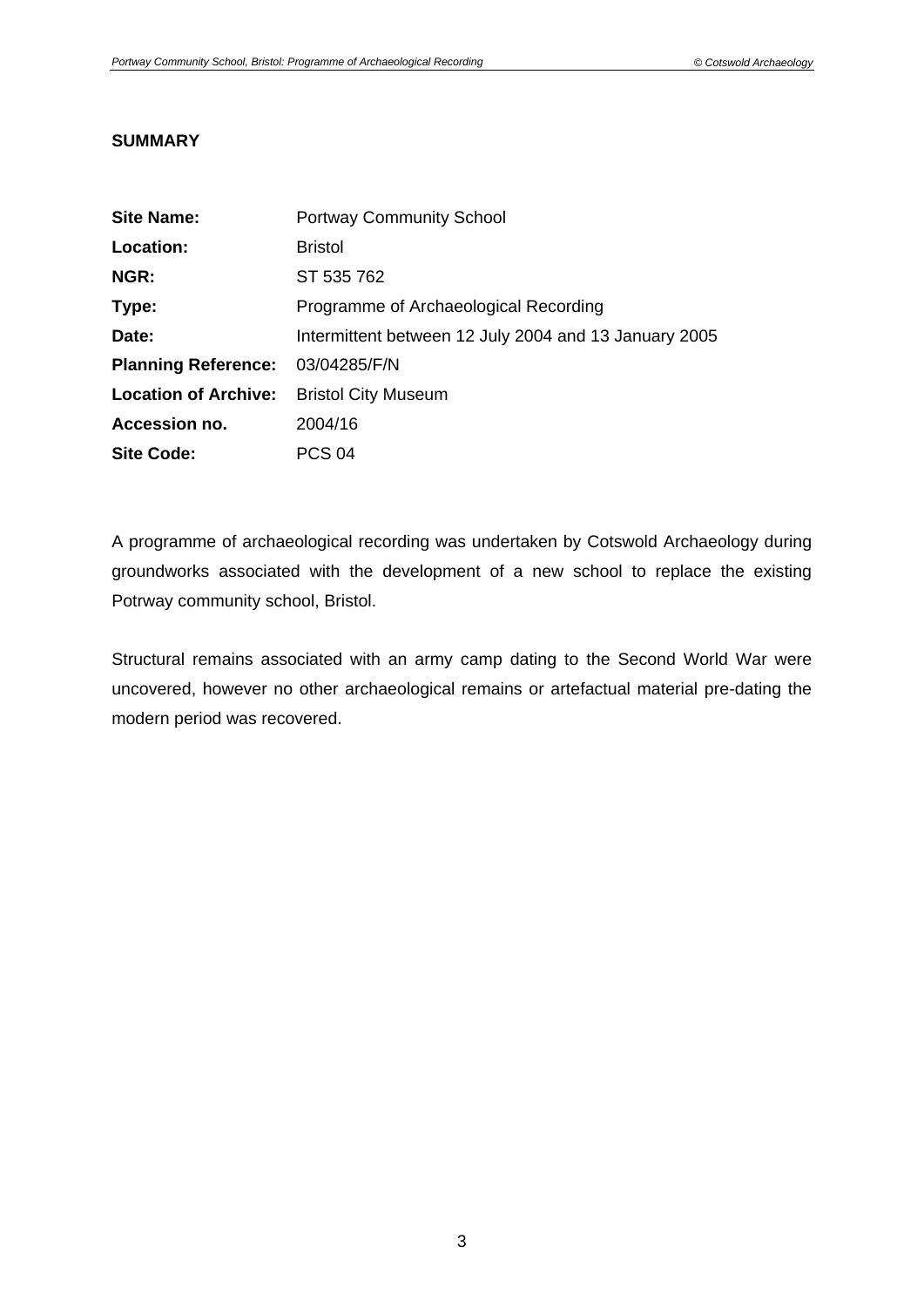**SUMMARY**

| | |
|---|---|
| **Site Name:** | Portway Community School |
| **Location:** | Bristol |
| **NGR:** | ST 535 762 |
| **Type:** | Programme of Archaeological Recording |
| **Date:** | Intermittent between 12 July 2004 and 13 January 2005 |
| **Planning Reference:** | 03/04285/F/N |
| **Location of Archive:** | Bristol City Museum |
| **Accession no.** | 2004/16 |
| **Site Code:** | PCS 04 |

A programme of archaeological recording was undertaken by Cotswold Archaeology during groundworks associated with the development of a new school to replace the existing Potrway community school, Bristol.

Structural remains associated with an army camp dating to the Second World War were uncovered, however no other archaeological remains or artefactual material pre-dating the modern period was recovered.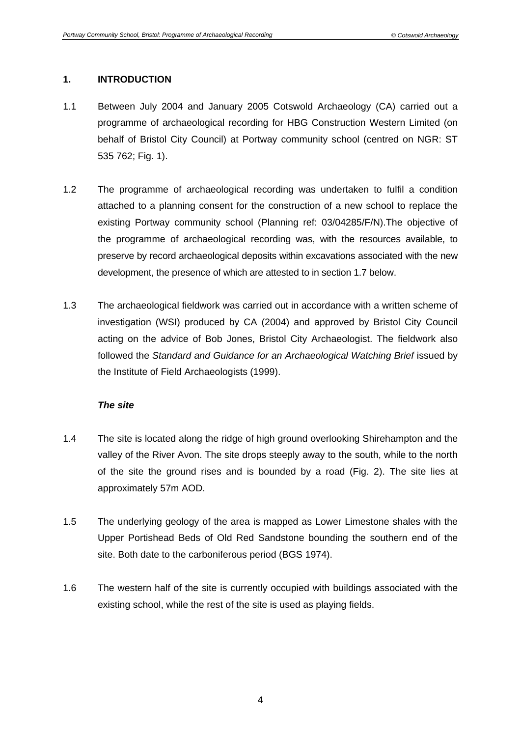## 1. INTRODUCTION

1.1 Between July 2004 and January 2005 Cotswold Archaeology (CA) carried out a programme of archaeological recording for HBG Construction Western Limited (on behalf of Bristol City Council) at Portway community school (centred on NGR: ST 535 762; Fig. 1).

1.2 The programme of archaeological recording was undertaken to fulfil a condition attached to a planning consent for the construction of a new school to replace the existing Portway community school (Planning ref: 03/04285/F/N).The objective of the programme of archaeological recording was, with the resources available, to preserve by record archaeological deposits within excavations associated with the new development, the presence of which are attested to in section 1.7 below.

1.3 The archaeological fieldwork was carried out in accordance with a written scheme of investigation (WSI) produced by CA (2004) and approved by Bristol City Council acting on the advice of Bob Jones, Bristol City Archaeologist. The fieldwork also followed the *Standard and Guidance for an Archaeological Watching Brief* issued by the Institute of Field Archaeologists (1999).

### *The site*

1.4 The site is located along the ridge of high ground overlooking Shirehampton and the valley of the River Avon. The site drops steeply away to the south, while to the north of the site the ground rises and is bounded by a road (Fig. 2). The site lies at approximately 57m AOD.

1.5 The underlying geology of the area is mapped as Lower Limestone shales with the Upper Portishead Beds of Old Red Sandstone bounding the southern end of the site. Both date to the carboniferous period (BGS 1974).

1.6 The western half of the site is currently occupied with buildings associated with the existing school, while the rest of the site is used as playing fields.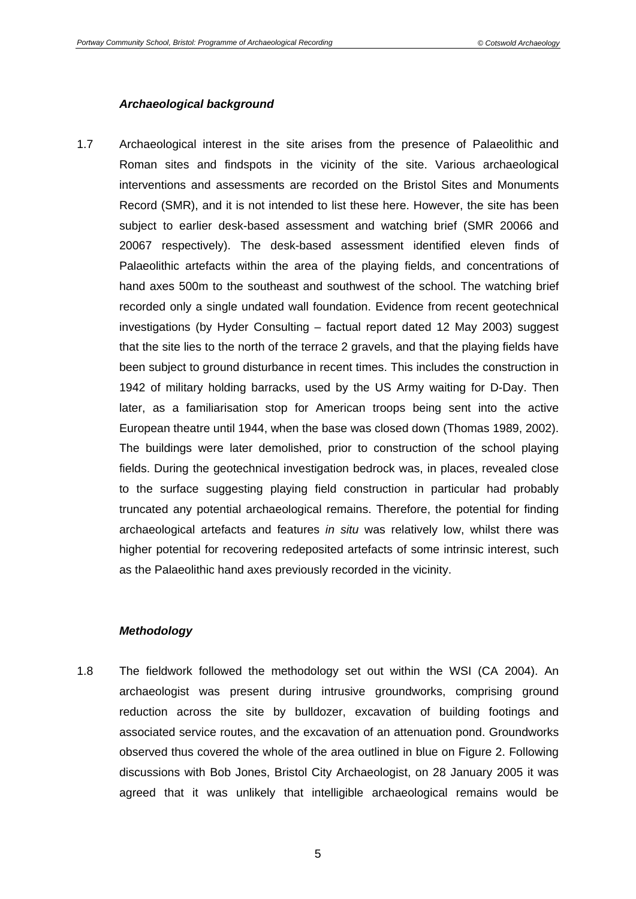### *Archaeological background*

1.7 Archaeological interest in the site arises from the presence of Palaeolithic and Roman sites and findspots in the vicinity of the site. Various archaeological interventions and assessments are recorded on the Bristol Sites and Monuments Record (SMR), and it is not intended to list these here. However, the site has been subject to earlier desk-based assessment and watching brief (SMR 20066 and 20067 respectively). The desk-based assessment identified eleven finds of Palaeolithic artefacts within the area of the playing fields, and concentrations of hand axes 500m to the southeast and southwest of the school. The watching brief recorded only a single undated wall foundation. Evidence from recent geotechnical investigations (by Hyder Consulting – factual report dated 12 May 2003) suggest that the site lies to the north of the terrace 2 gravels, and that the playing fields have been subject to ground disturbance in recent times. This includes the construction in 1942 of military holding barracks, used by the US Army waiting for D-Day. Then later, as a familiarisation stop for American troops being sent into the active European theatre until 1944, when the base was closed down (Thomas 1989, 2002). The buildings were later demolished, prior to construction of the school playing fields. During the geotechnical investigation bedrock was, in places, revealed close to the surface suggesting playing field construction in particular had probably truncated any potential archaeological remains. Therefore, the potential for finding archaeological artefacts and features *in situ* was relatively low, whilst there was higher potential for recovering redeposited artefacts of some intrinsic interest, such as the Palaeolithic hand axes previously recorded in the vicinity.

### *Methodology*

1.8 The fieldwork followed the methodology set out within the WSI (CA 2004). An archaeologist was present during intrusive groundworks, comprising ground reduction across the site by bulldozer, excavation of building footings and associated service routes, and the excavation of an attenuation pond. Groundworks observed thus covered the whole of the area outlined in blue on Figure 2. Following discussions with Bob Jones, Bristol City Archaeologist, on 28 January 2005 it was agreed that it was unlikely that intelligible archaeological remains would be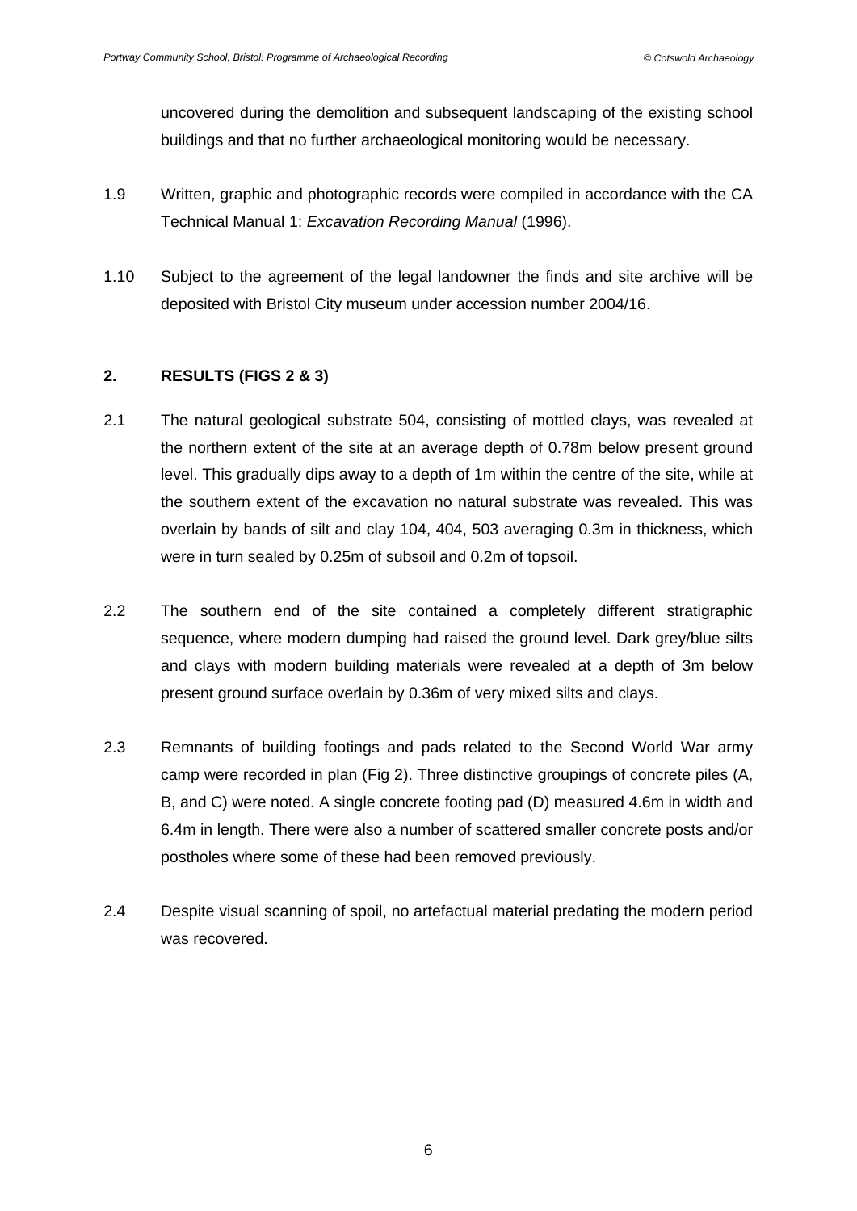uncovered during the demolition and subsequent landscaping of the existing school buildings and that no further archaeological monitoring would be necessary.

1.9 Written, graphic and photographic records were compiled in accordance with the CA Technical Manual 1: *Excavation Recording Manual* (1996).

1.10 Subject to the agreement of the legal landowner the finds and site archive will be deposited with Bristol City museum under accession number 2004/16.

## 2. RESULTS (FIGS 2 & 3)

2.1 The natural geological substrate 504, consisting of mottled clays, was revealed at the northern extent of the site at an average depth of 0.78m below present ground level. This gradually dips away to a depth of 1m within the centre of the site, while at the southern extent of the excavation no natural substrate was revealed. This was overlain by bands of silt and clay 104, 404, 503 averaging 0.3m in thickness, which were in turn sealed by 0.25m of subsoil and 0.2m of topsoil.

2.2 The southern end of the site contained a completely different stratigraphic sequence, where modern dumping had raised the ground level. Dark grey/blue silts and clays with modern building materials were revealed at a depth of 3m below present ground surface overlain by 0.36m of very mixed silts and clays.

2.3 Remnants of building footings and pads related to the Second World War army camp were recorded in plan (Fig 2). Three distinctive groupings of concrete piles (A, B, and C) were noted. A single concrete footing pad (D) measured 4.6m in width and 6.4m in length. There were also a number of scattered smaller concrete posts and/or postholes where some of these had been removed previously.

2.4 Despite visual scanning of spoil, no artefactual material predating the modern period was recovered.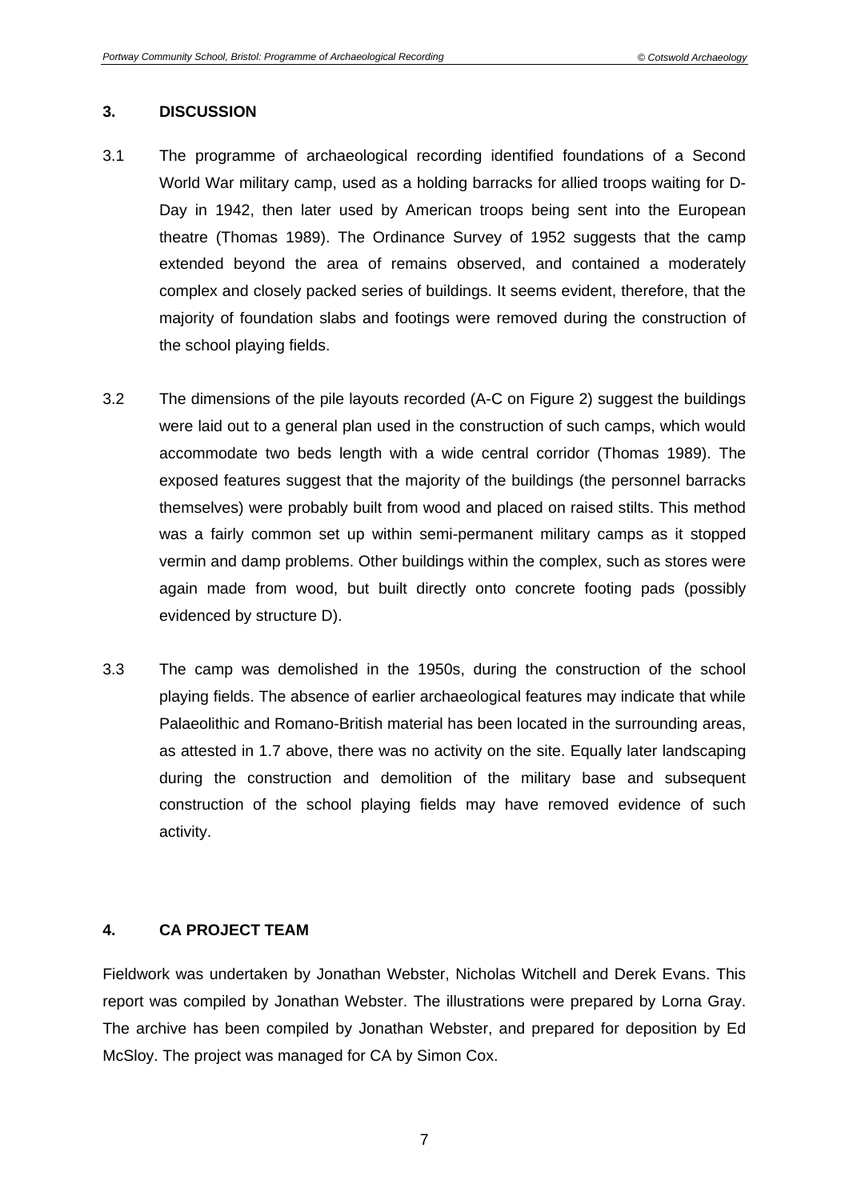## 3. DISCUSSION

3.1 The programme of archaeological recording identified foundations of a Second World War military camp, used as a holding barracks for allied troops waiting for D-Day in 1942, then later used by American troops being sent into the European theatre (Thomas 1989). The Ordinance Survey of 1952 suggests that the camp extended beyond the area of remains observed, and contained a moderately complex and closely packed series of buildings. It seems evident, therefore, that the majority of foundation slabs and footings were removed during the construction of the school playing fields.

3.2 The dimensions of the pile layouts recorded (A-C on Figure 2) suggest the buildings were laid out to a general plan used in the construction of such camps, which would accommodate two beds length with a wide central corridor (Thomas 1989). The exposed features suggest that the majority of the buildings (the personnel barracks themselves) were probably built from wood and placed on raised stilts. This method was a fairly common set up within semi-permanent military camps as it stopped vermin and damp problems. Other buildings within the complex, such as stores were again made from wood, but built directly onto concrete footing pads (possibly evidenced by structure D).

3.3 The camp was demolished in the 1950s, during the construction of the school playing fields. The absence of earlier archaeological features may indicate that while Palaeolithic and Romano-British material has been located in the surrounding areas, as attested in 1.7 above, there was no activity on the site. Equally later landscaping during the construction and demolition of the military base and subsequent construction of the school playing fields may have removed evidence of such activity.

## 4. CA PROJECT TEAM

Fieldwork was undertaken by Jonathan Webster, Nicholas Witchell and Derek Evans. This report was compiled by Jonathan Webster. The illustrations were prepared by Lorna Gray. The archive has been compiled by Jonathan Webster, and prepared for deposition by Ed McSloy. The project was managed for CA by Simon Cox.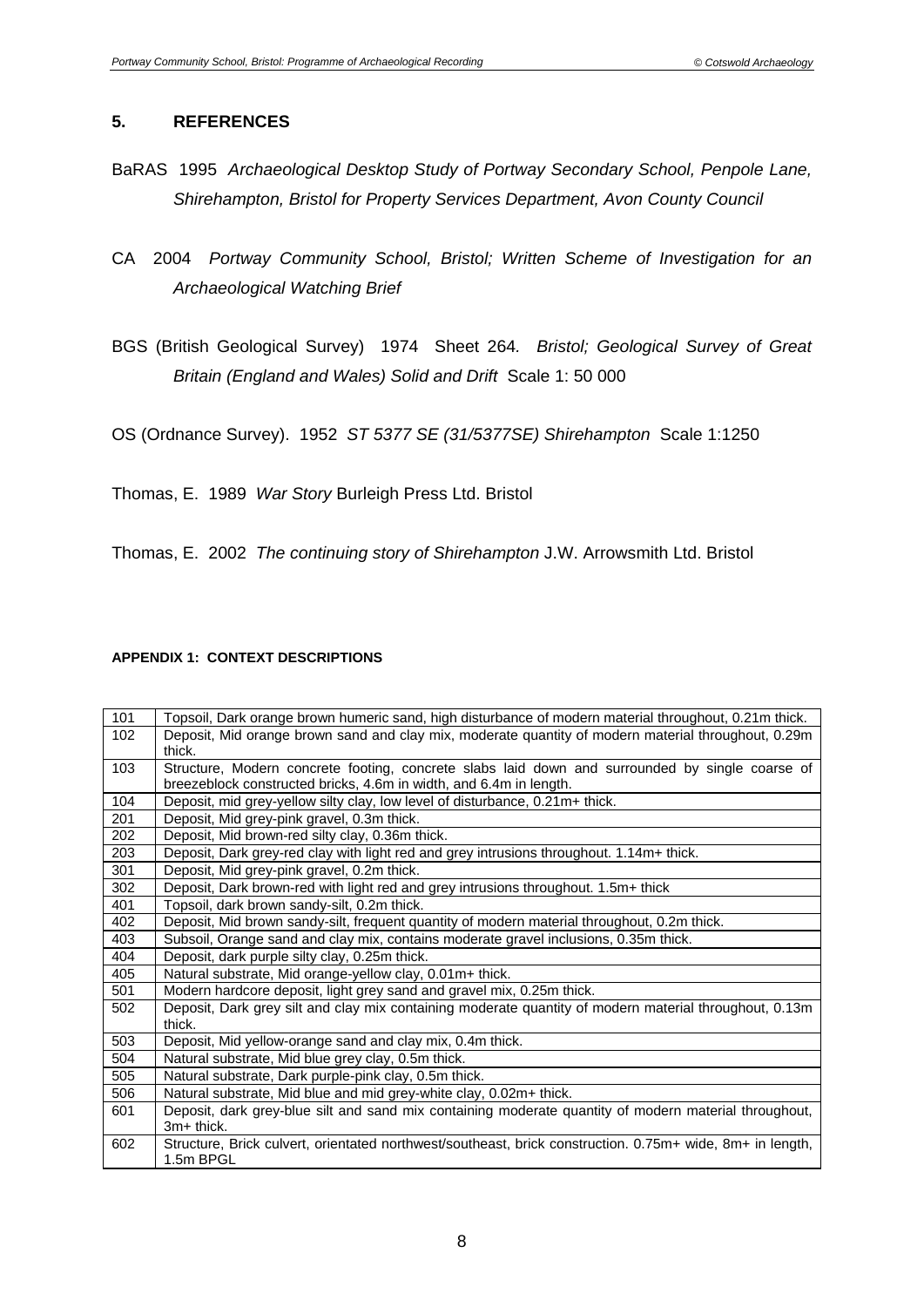## 5. REFERENCES

BaRAS 1995 *Archaeological Desktop Study of Portway Secondary School, Penpole Lane, Shirehampton, Bristol for Property Services Department, Avon County Council*

CA 2004 *Portway Community School, Bristol; Written Scheme of Investigation for an Archaeological Watching Brief*

BGS (British Geological Survey) 1974 Sheet 264. *Bristol; Geological Survey of Great Britain (England and Wales) Solid and Drift* Scale 1: 50 000

OS (Ordnance Survey). 1952 *ST 5377 SE (31/5377SE) Shirehampton* Scale 1:1250

Thomas, E. 1989 *War Story* Burleigh Press Ltd. Bristol

Thomas, E. 2002 *The continuing story of Shirehampton* J.W. Arrowsmith Ltd. Bristol

**APPENDIX 1: CONTEXT DESCRIPTIONS**

| | |
|---|---|
| 101 | Topsoil, Dark orange brown humeric sand, high disturbance of modern material throughout, 0.21m thick. |
| 102 | Deposit, Mid orange brown sand and clay mix, moderate quantity of modern material throughout, 0.29m thick. |
| 103 | Structure, Modern concrete footing, concrete slabs laid down and surrounded by single coarse of breezeblock constructed bricks, 4.6m in width, and 6.4m in length. |
| 104 | Deposit, mid grey-yellow silty clay, low level of disturbance, 0.21m+ thick. |
| 201 | Deposit, Mid grey-pink gravel, 0.3m thick. |
| 202 | Deposit, Mid brown-red silty clay, 0.36m thick. |
| 203 | Deposit, Dark grey-red clay with light red and grey intrusions throughout. 1.14m+ thick. |
| 301 | Deposit, Mid grey-pink gravel, 0.2m thick. |
| 302 | Deposit, Dark brown-red with light red and grey intrusions throughout. 1.5m+ thick |
| 401 | Topsoil, dark brown sandy-silt, 0.2m thick. |
| 402 | Deposit, Mid brown sandy-silt, frequent quantity of modern material throughout, 0.2m thick. |
| 403 | Subsoil, Orange sand and clay mix, contains moderate gravel inclusions, 0.35m thick. |
| 404 | Deposit, dark purple silty clay, 0.25m thick. |
| 405 | Natural substrate, Mid orange-yellow clay, 0.01m+ thick. |
| 501 | Modern hardcore deposit, light grey sand and gravel mix, 0.25m thick. |
| 502 | Deposit, Dark grey silt and clay mix containing moderate quantity of modern material throughout, 0.13m thick. |
| 503 | Deposit, Mid yellow-orange sand and clay mix, 0.4m thick. |
| 504 | Natural substrate, Mid blue grey clay, 0.5m thick. |
| 505 | Natural substrate, Dark purple-pink clay, 0.5m thick. |
| 506 | Natural substrate, Mid blue and mid grey-white clay, 0.02m+ thick. |
| 601 | Deposit, dark grey-blue silt and sand mix containing moderate quantity of modern material throughout, 3m+ thick. |
| 602 | Structure, Brick culvert, orientated northwest/southeast, brick construction. 0.75m+ wide, 8m+ in length, 1.5m BPGL |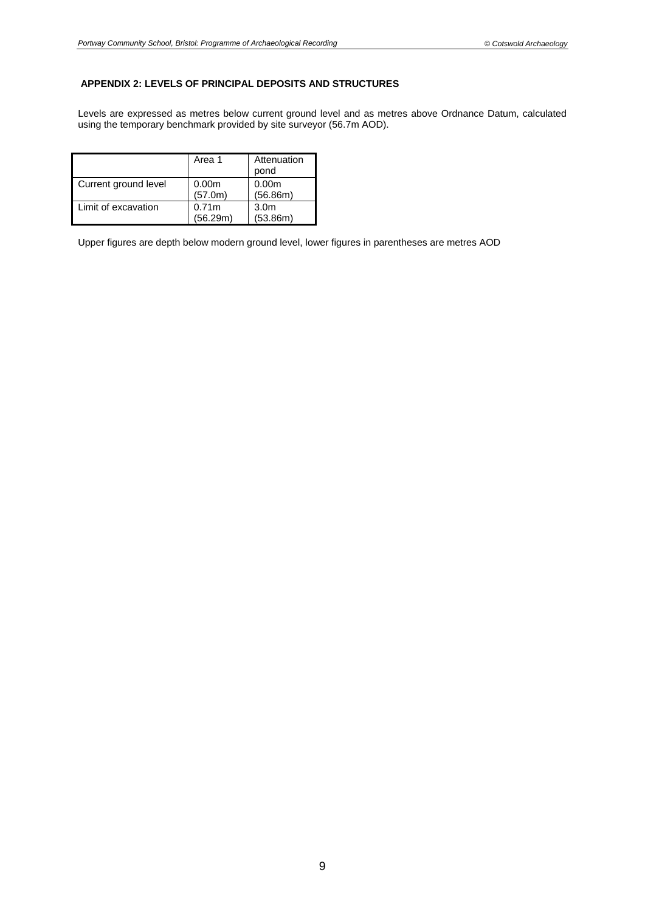**APPENDIX 2: LEVELS OF PRINCIPAL DEPOSITS AND STRUCTURES**

Levels are expressed as metres below current ground level and as metres above Ordnance Datum, calculated using the temporary benchmark provided by site surveyor (56.7m AOD).

| | Area 1 | Attenuation pond |
|---|---|---|
| Current ground level | 0.00m (57.0m) | 0.00m (56.86m) |
| Limit of excavation | 0.71m (56.29m) | 3.0m (53.86m) |

Upper figures are depth below modern ground level, lower figures in parentheses are metres AOD